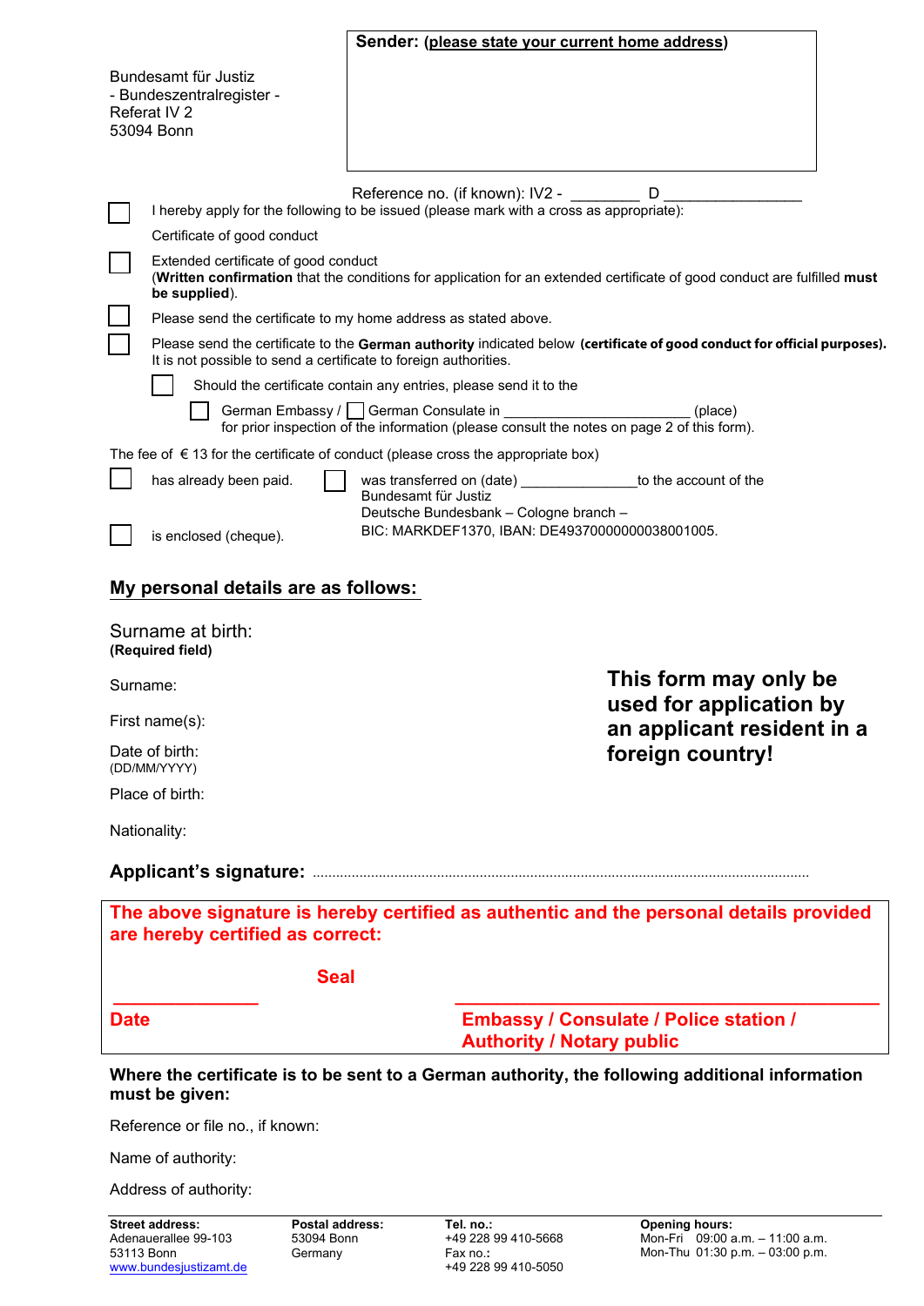Bundesamt für Justiz
- Bundeszentralregister -
Referat IV 2
53094 Bonn

**Sender: (please state your current home address)**

Reference no. (if known): IV2 - ________ D ________________

☐ I hereby apply for the following to be issued (please mark with a cross as appropriate):

Certificate of good conduct

☐ Extended certificate of good conduct
(**Written confirmation** that the conditions for application for an extended certificate of good conduct are fulfilled **must be supplied**).

☐ Please send the certificate to my home address as stated above.

☐ Please send the certificate to the **German authority** indicated below **(certificate of good conduct for official purposes).** It is not possible to send a certificate to foreign authorities.

☐ Should the certificate contain any entries, please send it to the

☐ German Embassy / ☐ German Consulate in ______________________ (place)
for prior inspection of the information (please consult the notes on page 2 of this form).

The fee of € 13 for the certificate of conduct (please cross the appropriate box)

☐ has already been paid.

☐ was transferred on (date) ______________ to the account of the Bundesamt für Justiz
Deutsche Bundesbank – Cologne branch –
BIC: MARKDEF1370, IBAN: DE49370000000038001005.

☐ is enclosed (cheque).

## My personal details are as follows:

Surname at birth:
**(Required field)**

Surname:

First name(s):

Date of birth:
(DD/MM/YYYY)

Place of birth:

Nationality:

**This form may only be used for application by an applicant resident in a foreign country!**

**Applicant's signature:** .......................................................................................................................

**The above signature is hereby certified as authentic and the personal details provided are hereby certified as correct:**

**Seal**

**Date** ______________

**Embassy / Consulate / Police station / Authority / Notary public** ______________

**Where the certificate is to be sent to a German authority, the following additional information must be given:**

Reference or file no., if known:

Name of authority:

Address of authority:

**Street address:**
Adenauerallee 99-103
53113 Bonn
www.bundesjustizamt.de

**Postal address:**
53094 Bonn
Germany

**Tel. no.:**
+49 228 99 410-5668
Fax no.:
+49 228 99 410-5050

**Opening hours:**
Mon-Fri 09:00 a.m. – 11:00 a.m.
Mon-Thu 01:30 p.m. – 03:00 p.m.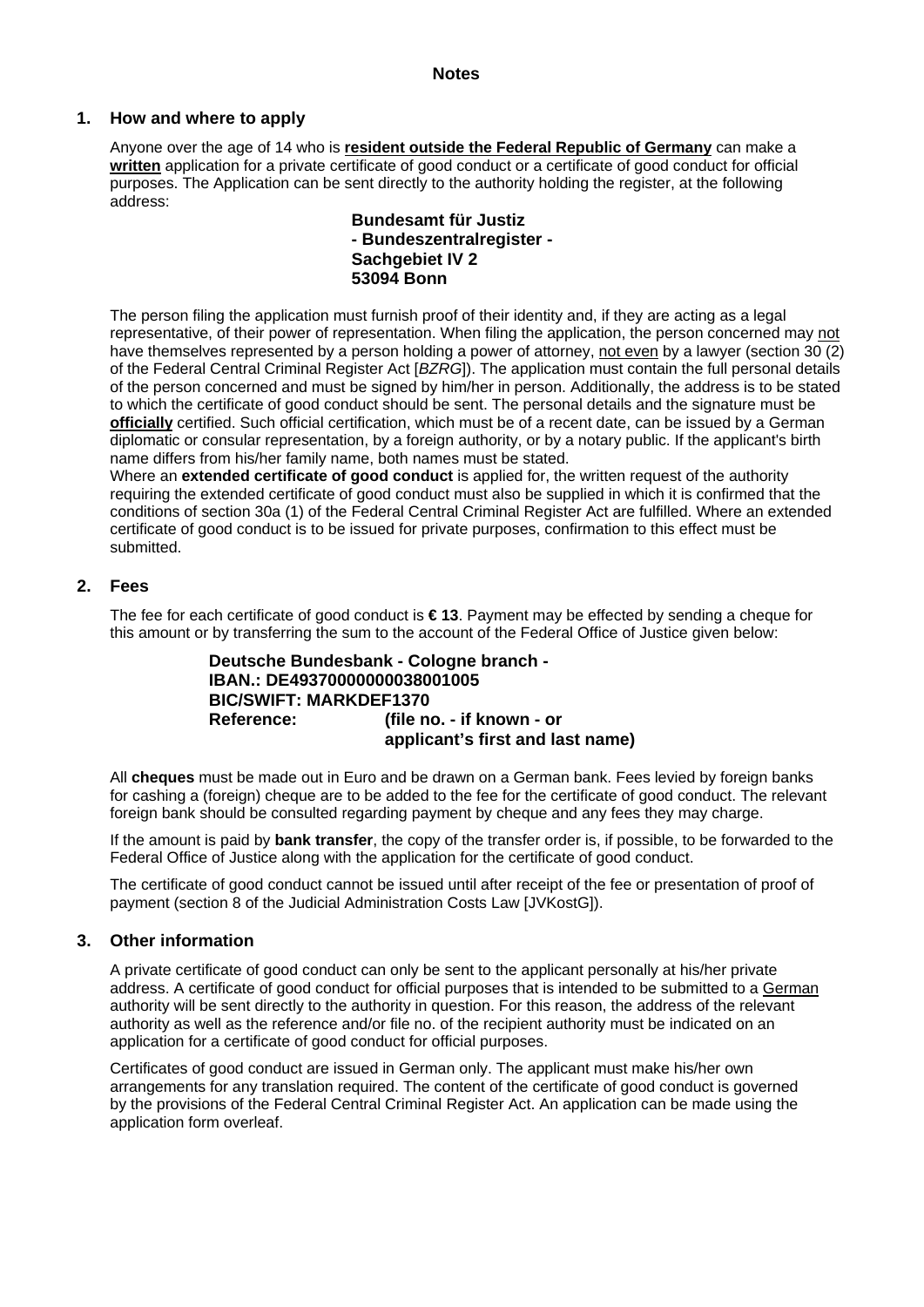# Notes

## 1. How and where to apply

Anyone over the age of 14 who is **resident outside the Federal Republic of Germany** can make a **written** application for a private certificate of good conduct or a certificate of good conduct for official purposes. The Application can be sent directly to the authority holding the register, at the following address:

> **Bundesamt für Justiz**
> **- Bundeszentralregister -**
> **Sachgebiet IV 2**
> **53094 Bonn**

The person filing the application must furnish proof of their identity and, if they are acting as a legal representative, of their power of representation. When filing the application, the person concerned may not have themselves represented by a person holding a power of attorney, not even by a lawyer (section 30 (2) of the Federal Central Criminal Register Act [*BZRG*]). The application must contain the full personal details of the person concerned and must be signed by him/her in person. Additionally, the address is to be stated to which the certificate of good conduct should be sent. The personal details and the signature must be **officially** certified. Such official certification, which must be of a recent date, can be issued by a German diplomatic or consular representation, by a foreign authority, or by a notary public. If the applicant's birth name differs from his/her family name, both names must be stated.

Where an **extended certificate of good conduct** is applied for, the written request of the authority requiring the extended certificate of good conduct must also be supplied in which it is confirmed that the conditions of section 30a (1) of the Federal Central Criminal Register Act are fulfilled. Where an extended certificate of good conduct is to be issued for private purposes, confirmation to this effect must be submitted.

## 2. Fees

The fee for each certificate of good conduct is **€ 13**. Payment may be effected by sending a cheque for this amount or by transferring the sum to the account of the Federal Office of Justice given below:

> **Deutsche Bundesbank - Cologne branch -**
> **IBAN.: DE49370000000038001005**
> **BIC/SWIFT: MARKDEF1370**
> **Reference: (file no. - if known - or applicant's first and last name)**

All **cheques** must be made out in Euro and be drawn on a German bank. Fees levied by foreign banks for cashing a (foreign) cheque are to be added to the fee for the certificate of good conduct. The relevant foreign bank should be consulted regarding payment by cheque and any fees they may charge.

If the amount is paid by **bank transfer**, the copy of the transfer order is, if possible, to be forwarded to the Federal Office of Justice along with the application for the certificate of good conduct.

The certificate of good conduct cannot be issued until after receipt of the fee or presentation of proof of payment (section 8 of the Judicial Administration Costs Law [JVKostG]).

## 3. Other information

A private certificate of good conduct can only be sent to the applicant personally at his/her private address. A certificate of good conduct for official purposes that is intended to be submitted to a German authority will be sent directly to the authority in question. For this reason, the address of the relevant authority as well as the reference and/or file no. of the recipient authority must be indicated on an application for a certificate of good conduct for official purposes.

Certificates of good conduct are issued in German only. The applicant must make his/her own arrangements for any translation required. The content of the certificate of good conduct is governed by the provisions of the Federal Central Criminal Register Act. An application can be made using the application form overleaf.